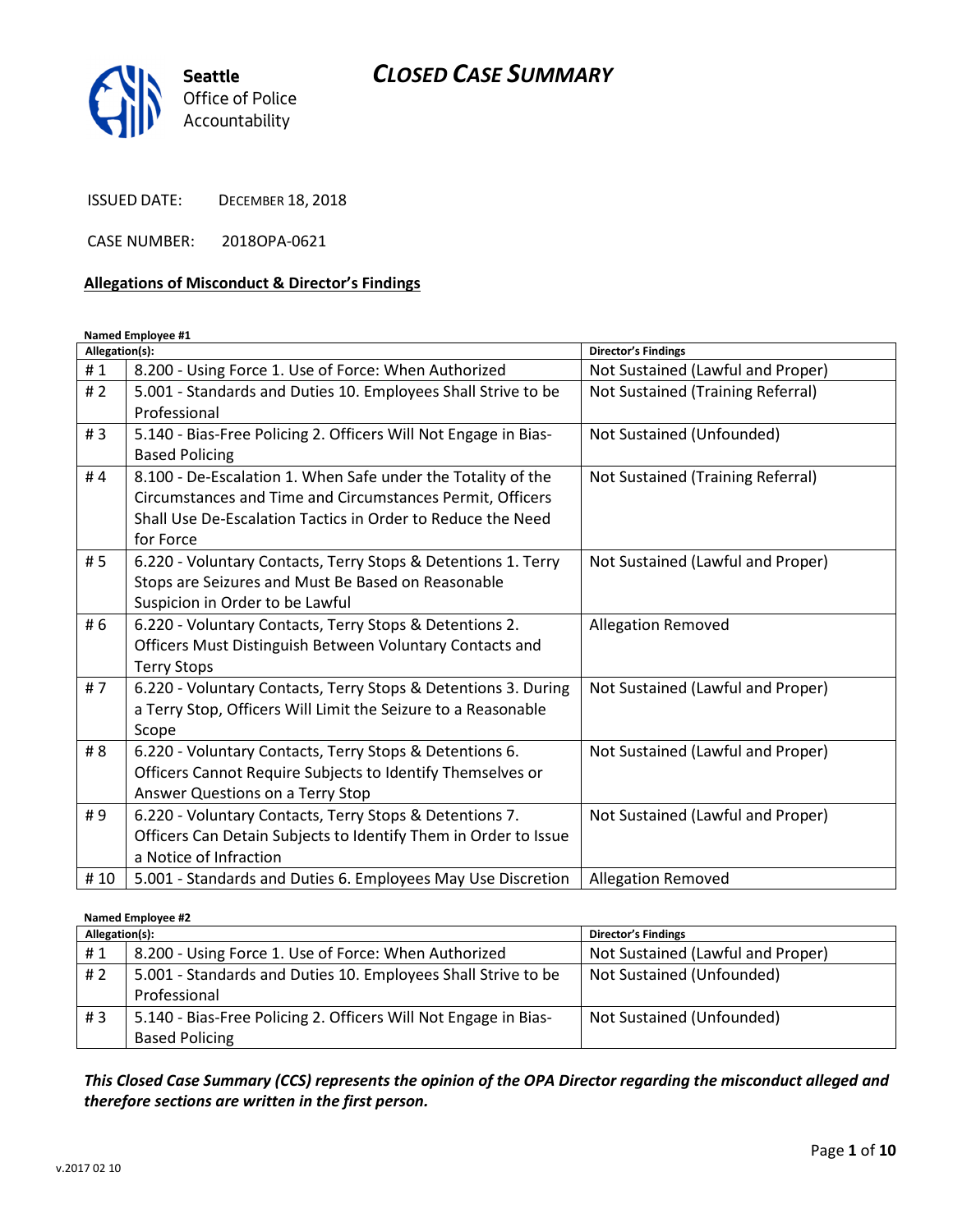# CLOSED CASE SUMMARY

Seattle Office of Police Accountability

ISSUED DATE: DECEMBER 18, 2018

CASE NUMBER: 2018OPA-0621

## Allegations of Misconduct & Director's Findings

**Named Employee #1**

| Allegation(s): | | Director's Findings |
|---|---|---|
| # 1 | 8.200 - Using Force 1. Use of Force: When Authorized | Not Sustained (Lawful and Proper) |
| # 2 | 5.001 - Standards and Duties 10. Employees Shall Strive to be Professional | Not Sustained (Training Referral) |
| # 3 | 5.140 - Bias-Free Policing 2. Officers Will Not Engage in Bias-Based Policing | Not Sustained (Unfounded) |
| # 4 | 8.100 - De-Escalation 1. When Safe under the Totality of the Circumstances and Time and Circumstances Permit, Officers Shall Use De-Escalation Tactics in Order to Reduce the Need for Force | Not Sustained (Training Referral) |
| # 5 | 6.220 - Voluntary Contacts, Terry Stops & Detentions 1. Terry Stops are Seizures and Must Be Based on Reasonable Suspicion in Order to be Lawful | Not Sustained (Lawful and Proper) |
| # 6 | 6.220 - Voluntary Contacts, Terry Stops & Detentions 2. Officers Must Distinguish Between Voluntary Contacts and Terry Stops | Allegation Removed |
| # 7 | 6.220 - Voluntary Contacts, Terry Stops & Detentions 3. During a Terry Stop, Officers Will Limit the Seizure to a Reasonable Scope | Not Sustained (Lawful and Proper) |
| # 8 | 6.220 - Voluntary Contacts, Terry Stops & Detentions 6. Officers Cannot Require Subjects to Identify Themselves or Answer Questions on a Terry Stop | Not Sustained (Lawful and Proper) |
| # 9 | 6.220 - Voluntary Contacts, Terry Stops & Detentions 7. Officers Can Detain Subjects to Identify Them in Order to Issue a Notice of Infraction | Not Sustained (Lawful and Proper) |
| # 10 | 5.001 - Standards and Duties 6. Employees May Use Discretion | Allegation Removed |

**Named Employee #2**

| Allegation(s): | | Director's Findings |
|---|---|---|
| # 1 | 8.200 - Using Force 1. Use of Force: When Authorized | Not Sustained (Lawful and Proper) |
| # 2 | 5.001 - Standards and Duties 10. Employees Shall Strive to be Professional | Not Sustained (Unfounded) |
| # 3 | 5.140 - Bias-Free Policing 2. Officers Will Not Engage in Bias-Based Policing | Not Sustained (Unfounded) |

***This Closed Case Summary (CCS) represents the opinion of the OPA Director regarding the misconduct alleged and therefore sections are written in the first person.***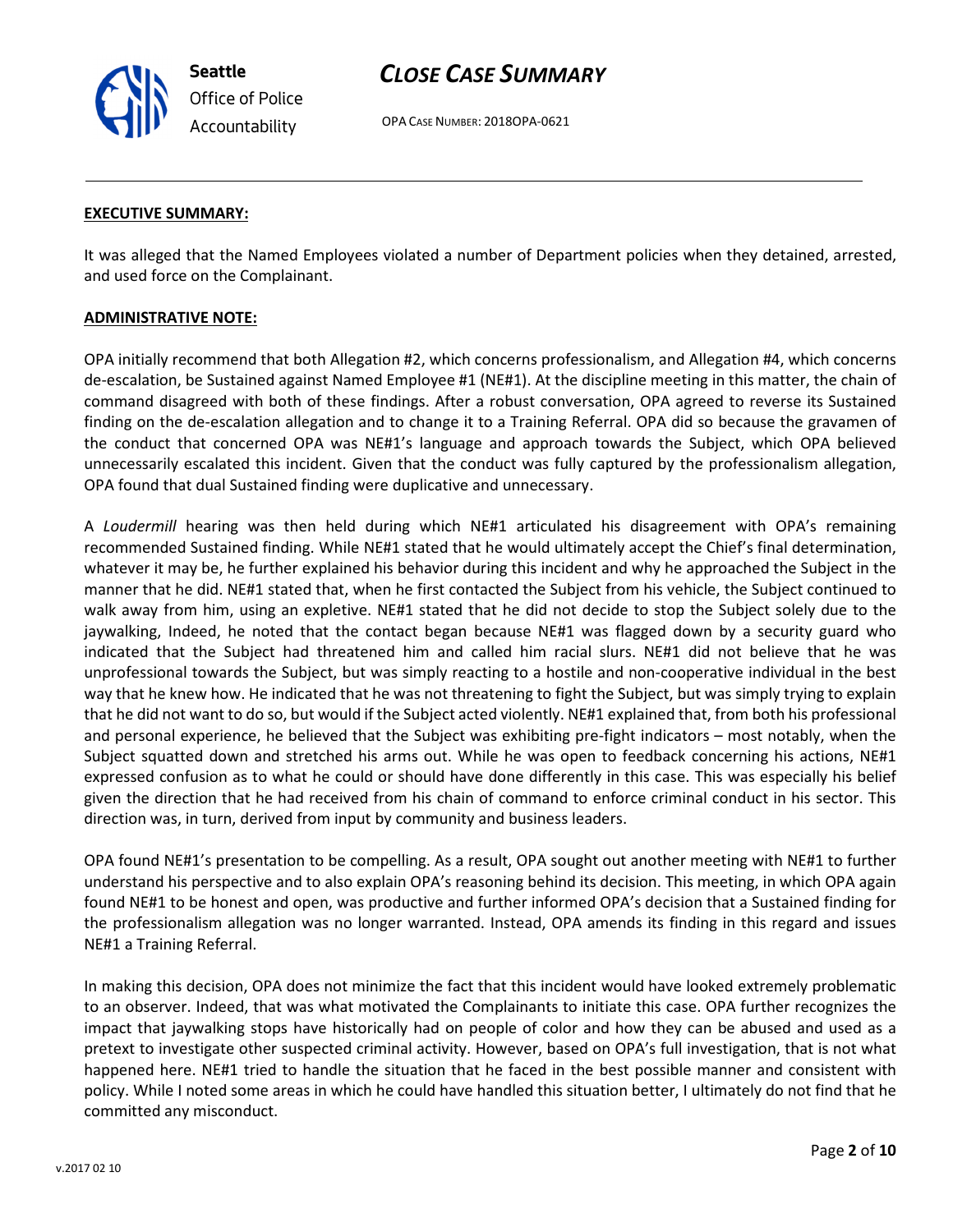**EXECUTIVE SUMMARY:**

It was alleged that the Named Employees violated a number of Department policies when they detained, arrested, and used force on the Complainant.

**ADMINISTRATIVE NOTE:**

OPA initially recommend that both Allegation #2, which concerns professionalism, and Allegation #4, which concerns de-escalation, be Sustained against Named Employee #1 (NE#1). At the discipline meeting in this matter, the chain of command disagreed with both of these findings. After a robust conversation, OPA agreed to reverse its Sustained finding on the de-escalation allegation and to change it to a Training Referral. OPA did so because the gravamen of the conduct that concerned OPA was NE#1's language and approach towards the Subject, which OPA believed unnecessarily escalated this incident. Given that the conduct was fully captured by the professionalism allegation, OPA found that dual Sustained finding were duplicative and unnecessary.

A *Loudermill* hearing was then held during which NE#1 articulated his disagreement with OPA's remaining recommended Sustained finding. While NE#1 stated that he would ultimately accept the Chief's final determination, whatever it may be, he further explained his behavior during this incident and why he approached the Subject in the manner that he did. NE#1 stated that, when he first contacted the Subject from his vehicle, the Subject continued to walk away from him, using an expletive. NE#1 stated that he did not decide to stop the Subject solely due to the jaywalking, Indeed, he noted that the contact began because NE#1 was flagged down by a security guard who indicated that the Subject had threatened him and called him racial slurs. NE#1 did not believe that he was unprofessional towards the Subject, but was simply reacting to a hostile and non-cooperative individual in the best way that he knew how. He indicated that he was not threatening to fight the Subject, but was simply trying to explain that he did not want to do so, but would if the Subject acted violently. NE#1 explained that, from both his professional and personal experience, he believed that the Subject was exhibiting pre-fight indicators – most notably, when the Subject squatted down and stretched his arms out. While he was open to feedback concerning his actions, NE#1 expressed confusion as to what he could or should have done differently in this case. This was especially his belief given the direction that he had received from his chain of command to enforce criminal conduct in his sector. This direction was, in turn, derived from input by community and business leaders.

OPA found NE#1's presentation to be compelling. As a result, OPA sought out another meeting with NE#1 to further understand his perspective and to also explain OPA's reasoning behind its decision. This meeting, in which OPA again found NE#1 to be honest and open, was productive and further informed OPA's decision that a Sustained finding for the professionalism allegation was no longer warranted. Instead, OPA amends its finding in this regard and issues NE#1 a Training Referral.

In making this decision, OPA does not minimize the fact that this incident would have looked extremely problematic to an observer. Indeed, that was what motivated the Complainants to initiate this case. OPA further recognizes the impact that jaywalking stops have historically had on people of color and how they can be abused and used as a pretext to investigate other suspected criminal activity. However, based on OPA's full investigation, that is not what happened here. NE#1 tried to handle the situation that he faced in the best possible manner and consistent with policy. While I noted some areas in which he could have handled this situation better, I ultimately do not find that he committed any misconduct.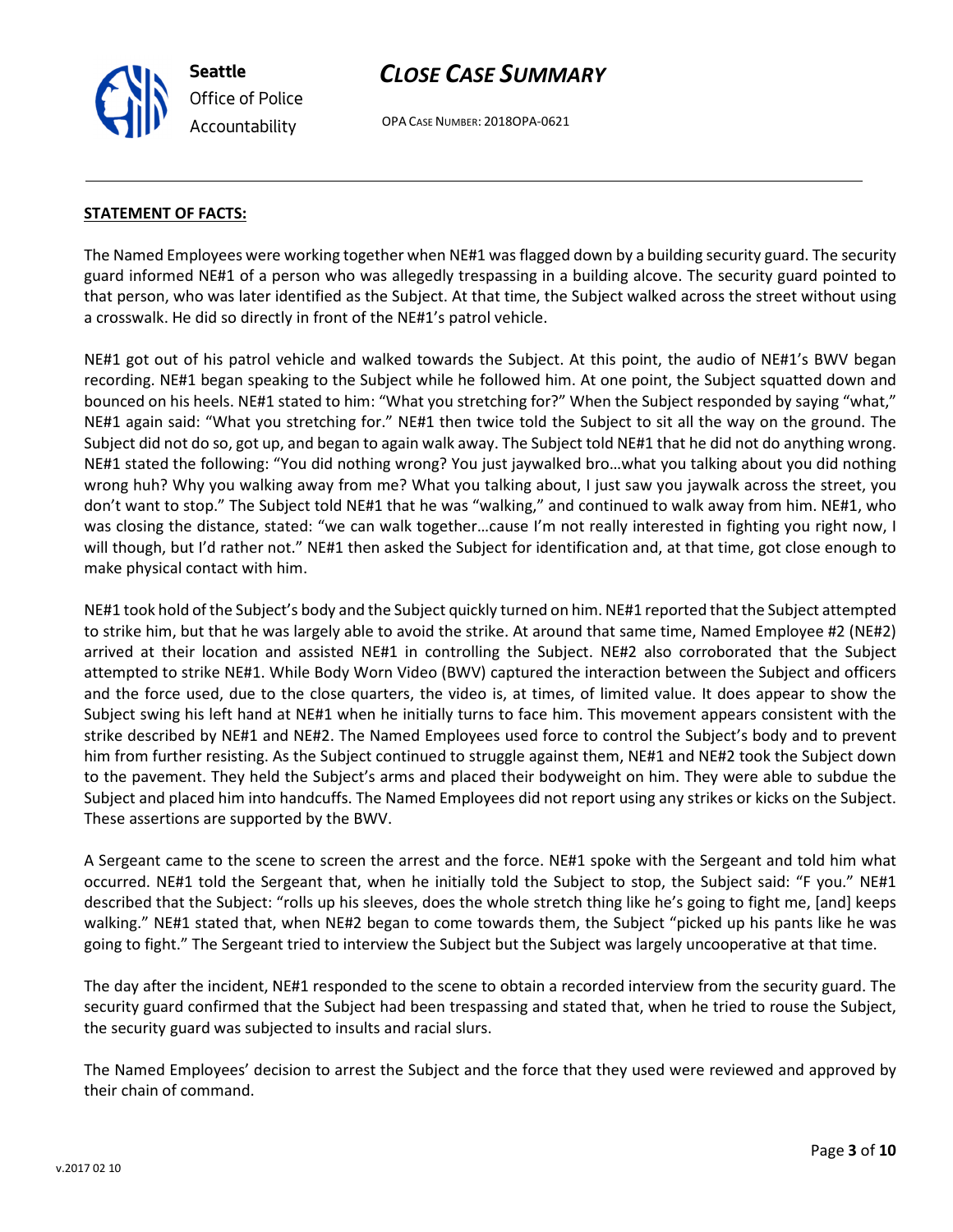**STATEMENT OF FACTS:**

The Named Employees were working together when NE#1 was flagged down by a building security guard. The security guard informed NE#1 of a person who was allegedly trespassing in a building alcove. The security guard pointed to that person, who was later identified as the Subject. At that time, the Subject walked across the street without using a crosswalk. He did so directly in front of the NE#1's patrol vehicle.

NE#1 got out of his patrol vehicle and walked towards the Subject. At this point, the audio of NE#1's BWV began recording. NE#1 began speaking to the Subject while he followed him. At one point, the Subject squatted down and bounced on his heels. NE#1 stated to him: "What you stretching for?" When the Subject responded by saying "what," NE#1 again said: "What you stretching for." NE#1 then twice told the Subject to sit all the way on the ground. The Subject did not do so, got up, and began to walk away. The Subject told NE#1 that he did not do anything wrong. NE#1 stated the following: "You did nothing wrong? You just jaywalked bro…what you talking about you did nothing wrong huh? Why you walking away from me? What you talking about, I just saw you jaywalk across the street, you don't want to stop." The Subject told NE#1 that he was "walking," and continued to walk away from him. NE#1, who was closing the distance, stated: "we can walk together…cause I'm not really interested in fighting you right now, I will though, but I'd rather not." NE#1 then asked the Subject for identification and, at that time, got close enough to make physical contact with him.

NE#1 took hold of the Subject's body and the Subject quickly turned on him. NE#1 reported that the Subject attempted to strike him, but that he was largely able to avoid the strike. At around that same time, Named Employee #2 (NE#2) arrived at their location and assisted NE#1 in controlling the Subject. NE#2 also corroborated that the Subject attempted to strike NE#1. While Body Worn Video (BWV) captured the interaction between the Subject and officers and the force used, due to the close quarters, the video is, at times, of limited value. It does appear to show the Subject swing his left hand at NE#1 when he initially turns to face him. This movement appears consistent with the strike described by NE#1 and NE#2. The Named Employees used force to control the Subject's body and to prevent him from further resisting. As the Subject continued to struggle against them, NE#1 and NE#2 took the Subject down to the pavement. They held the Subject's arms and placed their bodyweight on him. They were able to subdue the Subject and placed him into handcuffs. The Named Employees did not report using any strikes or kicks on the Subject. These assertions are supported by the BWV.

A Sergeant came to the scene to screen the arrest and the force. NE#1 spoke with the Sergeant and told him what occurred. NE#1 told the Sergeant that, when he initially told the Subject to stop, the Subject said: "F you." NE#1 described that the Subject: "rolls up his sleeves, does the whole stretch thing like he's going to fight me, [and] keeps walking." NE#1 stated that, when NE#2 began to come towards them, the Subject "picked up his pants like he was going to fight." The Sergeant tried to interview the Subject but the Subject was largely uncooperative at that time.

The day after the incident, NE#1 responded to the scene to obtain a recorded interview from the security guard. The security guard confirmed that the Subject had been trespassing and stated that, when he tried to rouse the Subject, the security guard was subjected to insults and racial slurs.

The Named Employees' decision to arrest the Subject and the force that they used were reviewed and approved by their chain of command.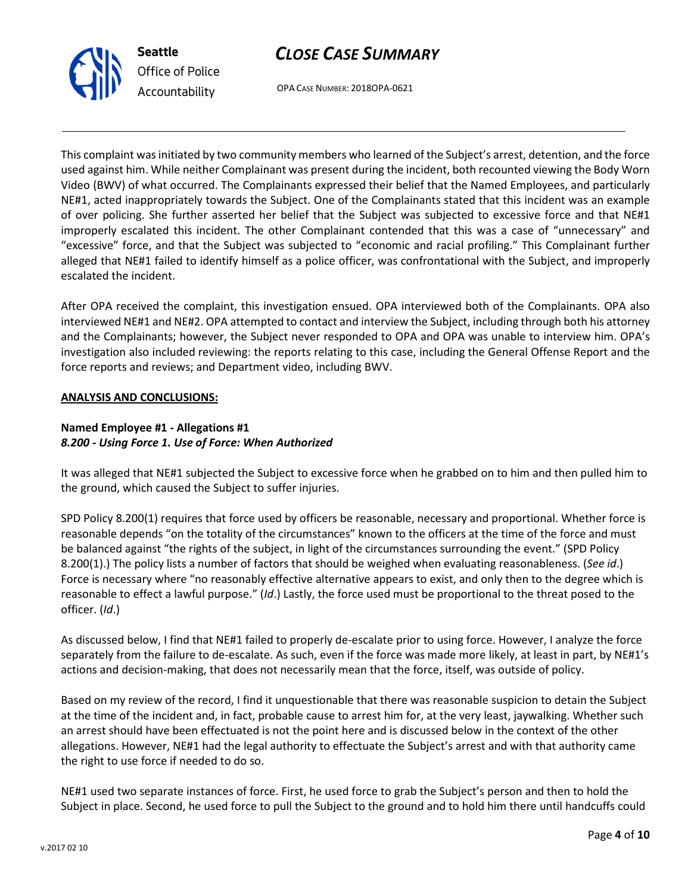This complaint was initiated by two community members who learned of the Subject's arrest, detention, and the force used against him. While neither Complainant was present during the incident, both recounted viewing the Body Worn Video (BWV) of what occurred. The Complainants expressed their belief that the Named Employees, and particularly NE#1, acted inappropriately towards the Subject. One of the Complainants stated that this incident was an example of over policing. She further asserted her belief that the Subject was subjected to excessive force and that NE#1 improperly escalated this incident. The other Complainant contended that this was a case of "unnecessary" and "excessive" force, and that the Subject was subjected to "economic and racial profiling." This Complainant further alleged that NE#1 failed to identify himself as a police officer, was confrontational with the Subject, and improperly escalated the incident.

After OPA received the complaint, this investigation ensued. OPA interviewed both of the Complainants. OPA also interviewed NE#1 and NE#2. OPA attempted to contact and interview the Subject, including through both his attorney and the Complainants; however, the Subject never responded to OPA and OPA was unable to interview him. OPA's investigation also included reviewing: the reports relating to this case, including the General Offense Report and the force reports and reviews; and Department video, including BWV.

**ANALYSIS AND CONCLUSIONS:**

**Named Employee #1 - Allegations #1**
***8.200 - Using Force 1. Use of Force: When Authorized***

It was alleged that NE#1 subjected the Subject to excessive force when he grabbed on to him and then pulled him to the ground, which caused the Subject to suffer injuries.

SPD Policy 8.200(1) requires that force used by officers be reasonable, necessary and proportional. Whether force is reasonable depends "on the totality of the circumstances" known to the officers at the time of the force and must be balanced against "the rights of the subject, in light of the circumstances surrounding the event." (SPD Policy 8.200(1).) The policy lists a number of factors that should be weighed when evaluating reasonableness. (*See id*.) Force is necessary where "no reasonably effective alternative appears to exist, and only then to the degree which is reasonable to effect a lawful purpose." (*Id*.) Lastly, the force used must be proportional to the threat posed to the officer. (*Id*.)

As discussed below, I find that NE#1 failed to properly de-escalate prior to using force. However, I analyze the force separately from the failure to de-escalate. As such, even if the force was made more likely, at least in part, by NE#1's actions and decision-making, that does not necessarily mean that the force, itself, was outside of policy.

Based on my review of the record, I find it unquestionable that there was reasonable suspicion to detain the Subject at the time of the incident and, in fact, probable cause to arrest him for, at the very least, jaywalking. Whether such an arrest should have been effectuated is not the point here and is discussed below in the context of the other allegations. However, NE#1 had the legal authority to effectuate the Subject's arrest and with that authority came the right to use force if needed to do so.

NE#1 used two separate instances of force. First, he used force to grab the Subject's person and then to hold the Subject in place. Second, he used force to pull the Subject to the ground and to hold him there until handcuffs could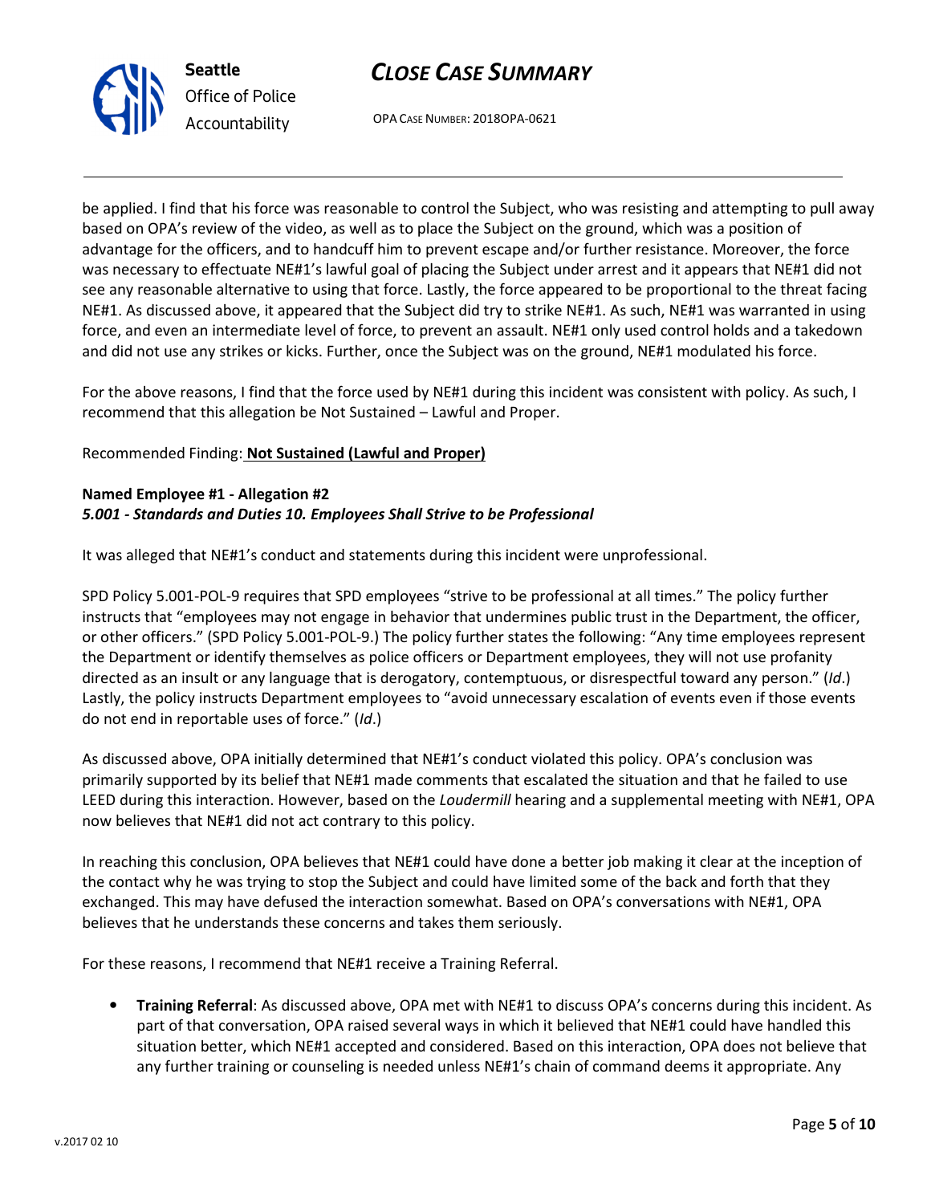be applied. I find that his force was reasonable to control the Subject, who was resisting and attempting to pull away based on OPA's review of the video, as well as to place the Subject on the ground, which was a position of advantage for the officers, and to handcuff him to prevent escape and/or further resistance. Moreover, the force was necessary to effectuate NE#1's lawful goal of placing the Subject under arrest and it appears that NE#1 did not see any reasonable alternative to using that force. Lastly, the force appeared to be proportional to the threat facing NE#1. As discussed above, it appeared that the Subject did try to strike NE#1. As such, NE#1 was warranted in using force, and even an intermediate level of force, to prevent an assault. NE#1 only used control holds and a takedown and did not use any strikes or kicks. Further, once the Subject was on the ground, NE#1 modulated his force.

For the above reasons, I find that the force used by NE#1 during this incident was consistent with policy. As such, I recommend that this allegation be Not Sustained – Lawful and Proper.

Recommended Finding: **Not Sustained (Lawful and Proper)**

**Named Employee #1 - Allegation #2**
***5.001 - Standards and Duties 10. Employees Shall Strive to be Professional***

It was alleged that NE#1's conduct and statements during this incident were unprofessional.

SPD Policy 5.001-POL-9 requires that SPD employees "strive to be professional at all times." The policy further instructs that "employees may not engage in behavior that undermines public trust in the Department, the officer, or other officers." (SPD Policy 5.001-POL-9.) The policy further states the following: "Any time employees represent the Department or identify themselves as police officers or Department employees, they will not use profanity directed as an insult or any language that is derogatory, contemptuous, or disrespectful toward any person." (*Id*.) Lastly, the policy instructs Department employees to "avoid unnecessary escalation of events even if those events do not end in reportable uses of force." (*Id*.)

As discussed above, OPA initially determined that NE#1's conduct violated this policy. OPA's conclusion was primarily supported by its belief that NE#1 made comments that escalated the situation and that he failed to use LEED during this interaction. However, based on the *Loudermill* hearing and a supplemental meeting with NE#1, OPA now believes that NE#1 did not act contrary to this policy.

In reaching this conclusion, OPA believes that NE#1 could have done a better job making it clear at the inception of the contact why he was trying to stop the Subject and could have limited some of the back and forth that they exchanged. This may have defused the interaction somewhat. Based on OPA's conversations with NE#1, OPA believes that he understands these concerns and takes them seriously.

For these reasons, I recommend that NE#1 receive a Training Referral.

- **Training Referral**: As discussed above, OPA met with NE#1 to discuss OPA's concerns during this incident. As part of that conversation, OPA raised several ways in which it believed that NE#1 could have handled this situation better, which NE#1 accepted and considered. Based on this interaction, OPA does not believe that any further training or counseling is needed unless NE#1's chain of command deems it appropriate. Any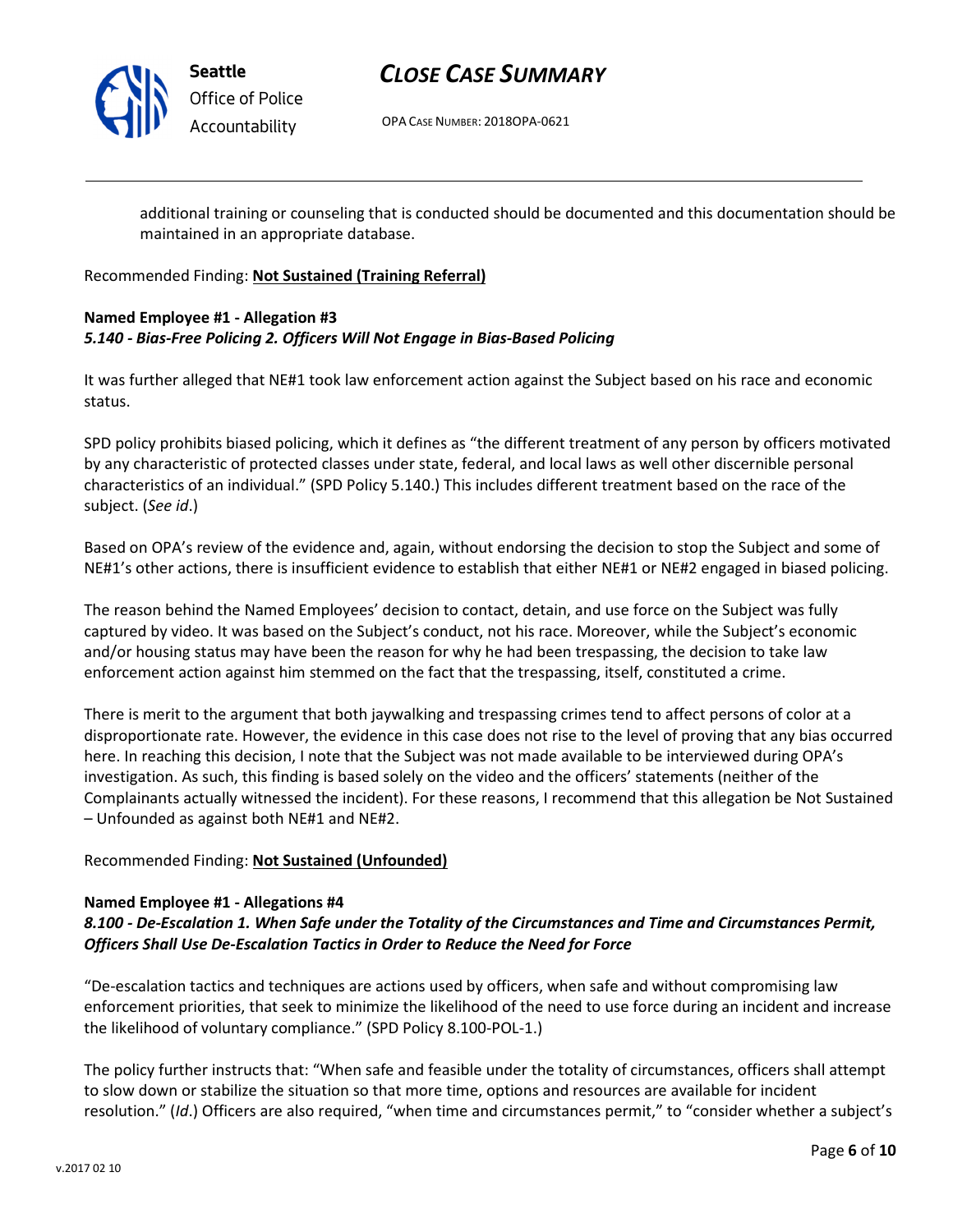additional training or counseling that is conducted should be documented and this documentation should be maintained in an appropriate database.

Recommended Finding: **Not Sustained (Training Referral)**

**Named Employee #1 - Allegation #3**
***5.140 - Bias-Free Policing 2. Officers Will Not Engage in Bias-Based Policing***

It was further alleged that NE#1 took law enforcement action against the Subject based on his race and economic status.

SPD policy prohibits biased policing, which it defines as "the different treatment of any person by officers motivated by any characteristic of protected classes under state, federal, and local laws as well other discernible personal characteristics of an individual." (SPD Policy 5.140.) This includes different treatment based on the race of the subject. (*See id*.)

Based on OPA's review of the evidence and, again, without endorsing the decision to stop the Subject and some of NE#1's other actions, there is insufficient evidence to establish that either NE#1 or NE#2 engaged in biased policing.

The reason behind the Named Employees' decision to contact, detain, and use force on the Subject was fully captured by video. It was based on the Subject's conduct, not his race. Moreover, while the Subject's economic and/or housing status may have been the reason for why he had been trespassing, the decision to take law enforcement action against him stemmed on the fact that the trespassing, itself, constituted a crime.

There is merit to the argument that both jaywalking and trespassing crimes tend to affect persons of color at a disproportionate rate. However, the evidence in this case does not rise to the level of proving that any bias occurred here. In reaching this decision, I note that the Subject was not made available to be interviewed during OPA's investigation. As such, this finding is based solely on the video and the officers' statements (neither of the Complainants actually witnessed the incident). For these reasons, I recommend that this allegation be Not Sustained – Unfounded as against both NE#1 and NE#2.

Recommended Finding: **Not Sustained (Unfounded)**

**Named Employee #1 - Allegations #4**
***8.100 - De-Escalation 1. When Safe under the Totality of the Circumstances and Time and Circumstances Permit, Officers Shall Use De-Escalation Tactics in Order to Reduce the Need for Force***

"De-escalation tactics and techniques are actions used by officers, when safe and without compromising law enforcement priorities, that seek to minimize the likelihood of the need to use force during an incident and increase the likelihood of voluntary compliance." (SPD Policy 8.100-POL-1.)

The policy further instructs that: "When safe and feasible under the totality of circumstances, officers shall attempt to slow down or stabilize the situation so that more time, options and resources are available for incident resolution." (*Id*.) Officers are also required, "when time and circumstances permit," to "consider whether a subject's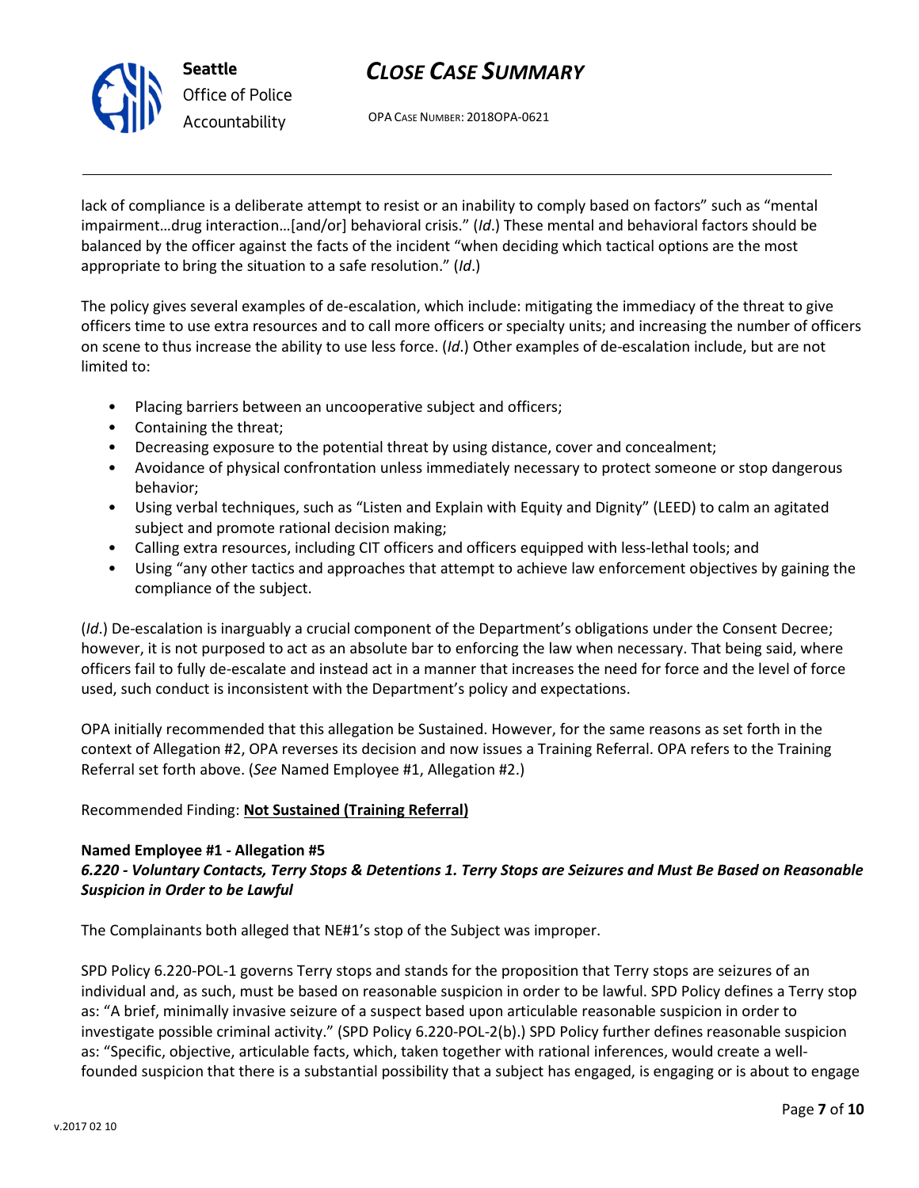lack of compliance is a deliberate attempt to resist or an inability to comply based on factors" such as "mental impairment…drug interaction…[and/or] behavioral crisis." (*Id*.) These mental and behavioral factors should be balanced by the officer against the facts of the incident "when deciding which tactical options are the most appropriate to bring the situation to a safe resolution." (*Id*.)

The policy gives several examples of de-escalation, which include: mitigating the immediacy of the threat to give officers time to use extra resources and to call more officers or specialty units; and increasing the number of officers on scene to thus increase the ability to use less force. (*Id*.) Other examples of de-escalation include, but are not limited to:

- Placing barriers between an uncooperative subject and officers;
- Containing the threat;
- Decreasing exposure to the potential threat by using distance, cover and concealment;
- Avoidance of physical confrontation unless immediately necessary to protect someone or stop dangerous behavior;
- Using verbal techniques, such as "Listen and Explain with Equity and Dignity" (LEED) to calm an agitated subject and promote rational decision making;
- Calling extra resources, including CIT officers and officers equipped with less-lethal tools; and
- Using "any other tactics and approaches that attempt to achieve law enforcement objectives by gaining the compliance of the subject.

(*Id*.) De-escalation is inarguably a crucial component of the Department's obligations under the Consent Decree; however, it is not purposed to act as an absolute bar to enforcing the law when necessary. That being said, where officers fail to fully de-escalate and instead act in a manner that increases the need for force and the level of force used, such conduct is inconsistent with the Department's policy and expectations.

OPA initially recommended that this allegation be Sustained. However, for the same reasons as set forth in the context of Allegation #2, OPA reverses its decision and now issues a Training Referral. OPA refers to the Training Referral set forth above. (*See* Named Employee #1, Allegation #2.)

Recommended Finding: **Not Sustained (Training Referral)**

**Named Employee #1 - Allegation #5**
***6.220 - Voluntary Contacts, Terry Stops & Detentions 1. Terry Stops are Seizures and Must Be Based on Reasonable Suspicion in Order to be Lawful***

The Complainants both alleged that NE#1's stop of the Subject was improper.

SPD Policy 6.220-POL-1 governs Terry stops and stands for the proposition that Terry stops are seizures of an individual and, as such, must be based on reasonable suspicion in order to be lawful. SPD Policy defines a Terry stop as: "A brief, minimally invasive seizure of a suspect based upon articulable reasonable suspicion in order to investigate possible criminal activity." (SPD Policy 6.220-POL-2(b).) SPD Policy further defines reasonable suspicion as: "Specific, objective, articulable facts, which, taken together with rational inferences, would create a well-founded suspicion that there is a substantial possibility that a subject has engaged, is engaging or is about to engage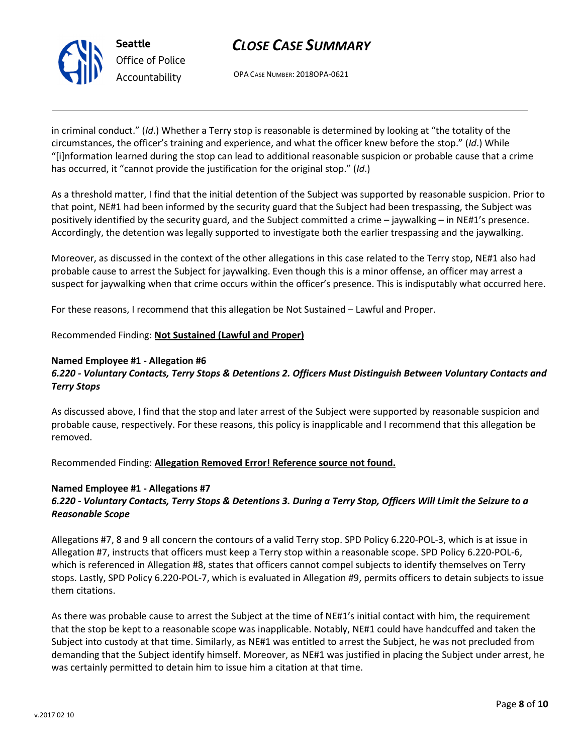in criminal conduct." (*Id*.) Whether a Terry stop is reasonable is determined by looking at "the totality of the circumstances, the officer's training and experience, and what the officer knew before the stop." (*Id*.) While "[i]nformation learned during the stop can lead to additional reasonable suspicion or probable cause that a crime has occurred, it "cannot provide the justification for the original stop." (*Id*.)

As a threshold matter, I find that the initial detention of the Subject was supported by reasonable suspicion. Prior to that point, NE#1 had been informed by the security guard that the Subject had been trespassing, the Subject was positively identified by the security guard, and the Subject committed a crime – jaywalking – in NE#1's presence. Accordingly, the detention was legally supported to investigate both the earlier trespassing and the jaywalking.

Moreover, as discussed in the context of the other allegations in this case related to the Terry stop, NE#1 also had probable cause to arrest the Subject for jaywalking. Even though this is a minor offense, an officer may arrest a suspect for jaywalking when that crime occurs within the officer's presence. This is indisputably what occurred here.

For these reasons, I recommend that this allegation be Not Sustained – Lawful and Proper.

Recommended Finding: **Not Sustained (Lawful and Proper)**

**Named Employee #1 - Allegation #6**
***6.220 - Voluntary Contacts, Terry Stops & Detentions 2. Officers Must Distinguish Between Voluntary Contacts and Terry Stops***

As discussed above, I find that the stop and later arrest of the Subject were supported by reasonable suspicion and probable cause, respectively. For these reasons, this policy is inapplicable and I recommend that this allegation be removed.

Recommended Finding: **Allegation Removed Error! Reference source not found.**

**Named Employee #1 - Allegations #7**
***6.220 - Voluntary Contacts, Terry Stops & Detentions 3. During a Terry Stop, Officers Will Limit the Seizure to a Reasonable Scope***

Allegations #7, 8 and 9 all concern the contours of a valid Terry stop. SPD Policy 6.220-POL-3, which is at issue in Allegation #7, instructs that officers must keep a Terry stop within a reasonable scope. SPD Policy 6.220-POL-6, which is referenced in Allegation #8, states that officers cannot compel subjects to identify themselves on Terry stops. Lastly, SPD Policy 6.220-POL-7, which is evaluated in Allegation #9, permits officers to detain subjects to issue them citations.

As there was probable cause to arrest the Subject at the time of NE#1's initial contact with him, the requirement that the stop be kept to a reasonable scope was inapplicable. Notably, NE#1 could have handcuffed and taken the Subject into custody at that time. Similarly, as NE#1 was entitled to arrest the Subject, he was not precluded from demanding that the Subject identify himself. Moreover, as NE#1 was justified in placing the Subject under arrest, he was certainly permitted to detain him to issue him a citation at that time.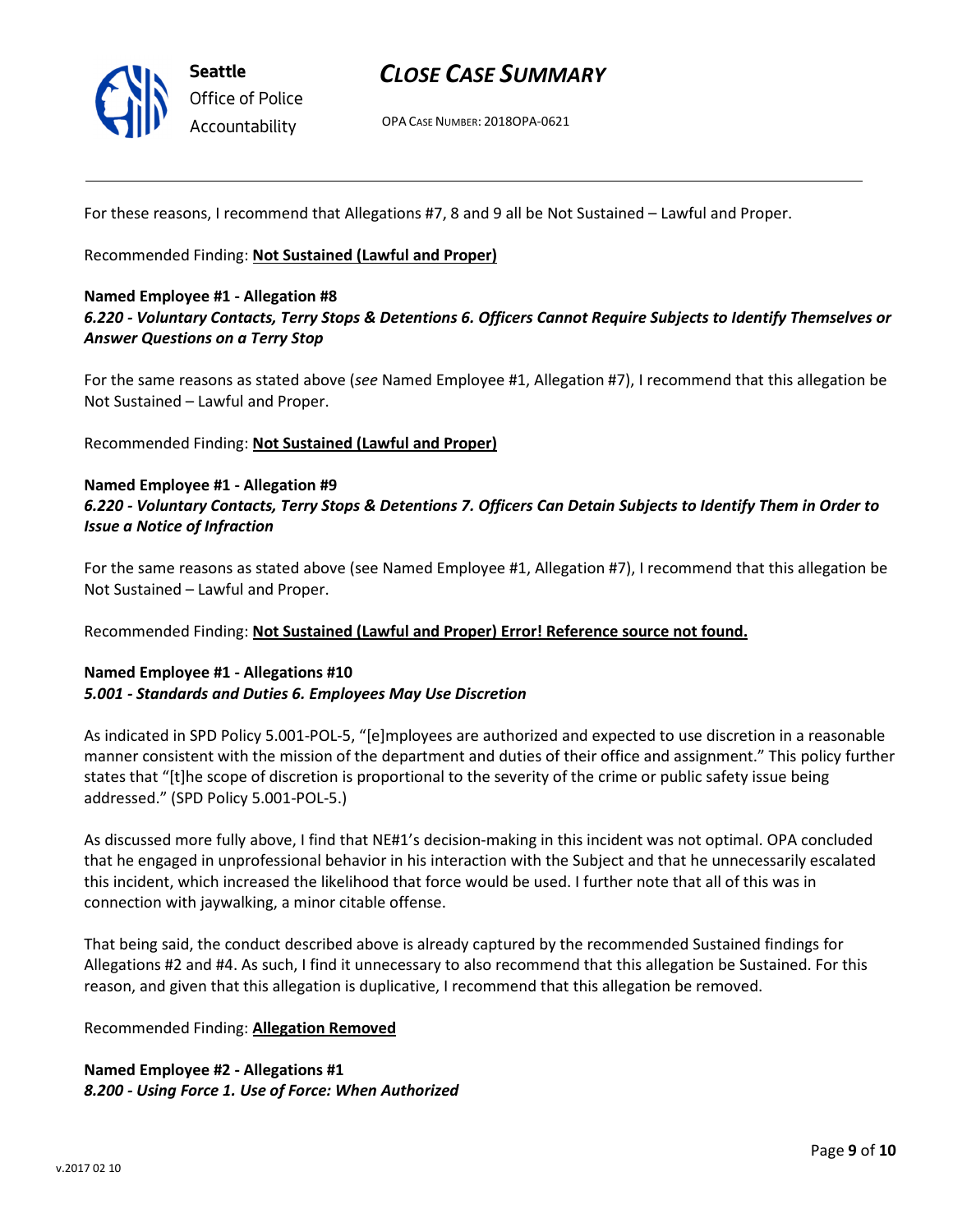For these reasons, I recommend that Allegations #7, 8 and 9 all be Not Sustained – Lawful and Proper.

Recommended Finding: **Not Sustained (Lawful and Proper)**

**Named Employee #1 - Allegation #8**
***6.220 - Voluntary Contacts, Terry Stops & Detentions 6. Officers Cannot Require Subjects to Identify Themselves or Answer Questions on a Terry Stop***

For the same reasons as stated above (*see* Named Employee #1, Allegation #7), I recommend that this allegation be Not Sustained – Lawful and Proper.

Recommended Finding: **Not Sustained (Lawful and Proper)**

**Named Employee #1 - Allegation #9**
***6.220 - Voluntary Contacts, Terry Stops & Detentions 7. Officers Can Detain Subjects to Identify Them in Order to Issue a Notice of Infraction***

For the same reasons as stated above (see Named Employee #1, Allegation #7), I recommend that this allegation be Not Sustained – Lawful and Proper.

Recommended Finding: **Not Sustained (Lawful and Proper) Error! Reference source not found.**

**Named Employee #1 - Allegations #10**
***5.001 - Standards and Duties 6. Employees May Use Discretion***

As indicated in SPD Policy 5.001-POL-5, "[e]mployees are authorized and expected to use discretion in a reasonable manner consistent with the mission of the department and duties of their office and assignment." This policy further states that "[t]he scope of discretion is proportional to the severity of the crime or public safety issue being addressed." (SPD Policy 5.001-POL-5.)

As discussed more fully above, I find that NE#1's decision-making in this incident was not optimal. OPA concluded that he engaged in unprofessional behavior in his interaction with the Subject and that he unnecessarily escalated this incident, which increased the likelihood that force would be used. I further note that all of this was in connection with jaywalking, a minor citable offense.

That being said, the conduct described above is already captured by the recommended Sustained findings for Allegations #2 and #4. As such, I find it unnecessary to also recommend that this allegation be Sustained. For this reason, and given that this allegation is duplicative, I recommend that this allegation be removed.

Recommended Finding: **Allegation Removed**

**Named Employee #2 - Allegations #1**
***8.200 - Using Force 1. Use of Force: When Authorized***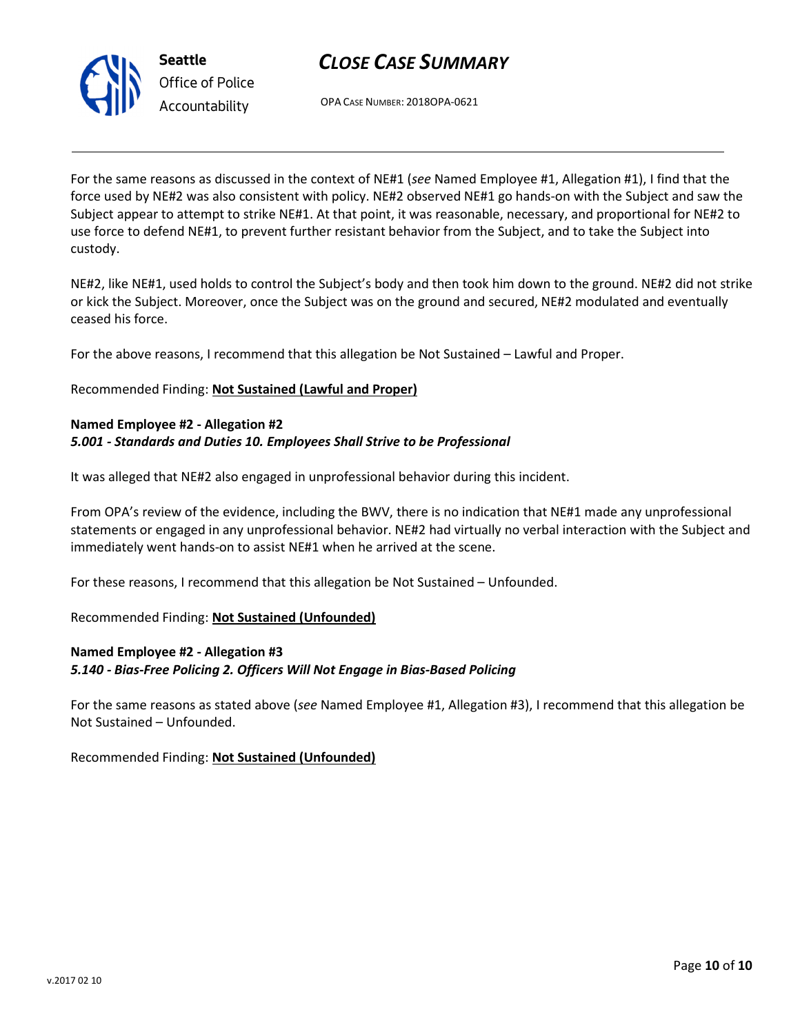For the same reasons as discussed in the context of NE#1 (*see* Named Employee #1, Allegation #1), I find that the force used by NE#2 was also consistent with policy. NE#2 observed NE#1 go hands-on with the Subject and saw the Subject appear to attempt to strike NE#1. At that point, it was reasonable, necessary, and proportional for NE#2 to use force to defend NE#1, to prevent further resistant behavior from the Subject, and to take the Subject into custody.

NE#2, like NE#1, used holds to control the Subject's body and then took him down to the ground. NE#2 did not strike or kick the Subject. Moreover, once the Subject was on the ground and secured, NE#2 modulated and eventually ceased his force.

For the above reasons, I recommend that this allegation be Not Sustained – Lawful and Proper.

Recommended Finding: **Not Sustained (Lawful and Proper)**

**Named Employee #2 - Allegation #2**
***5.001 - Standards and Duties 10. Employees Shall Strive to be Professional***

It was alleged that NE#2 also engaged in unprofessional behavior during this incident.

From OPA's review of the evidence, including the BWV, there is no indication that NE#1 made any unprofessional statements or engaged in any unprofessional behavior. NE#2 had virtually no verbal interaction with the Subject and immediately went hands-on to assist NE#1 when he arrived at the scene.

For these reasons, I recommend that this allegation be Not Sustained – Unfounded.

Recommended Finding: **Not Sustained (Unfounded)**

**Named Employee #2 - Allegation #3**
***5.140 - Bias-Free Policing 2. Officers Will Not Engage in Bias-Based Policing***

For the same reasons as stated above (*see* Named Employee #1, Allegation #3), I recommend that this allegation be Not Sustained – Unfounded.

Recommended Finding: **Not Sustained (Unfounded)**